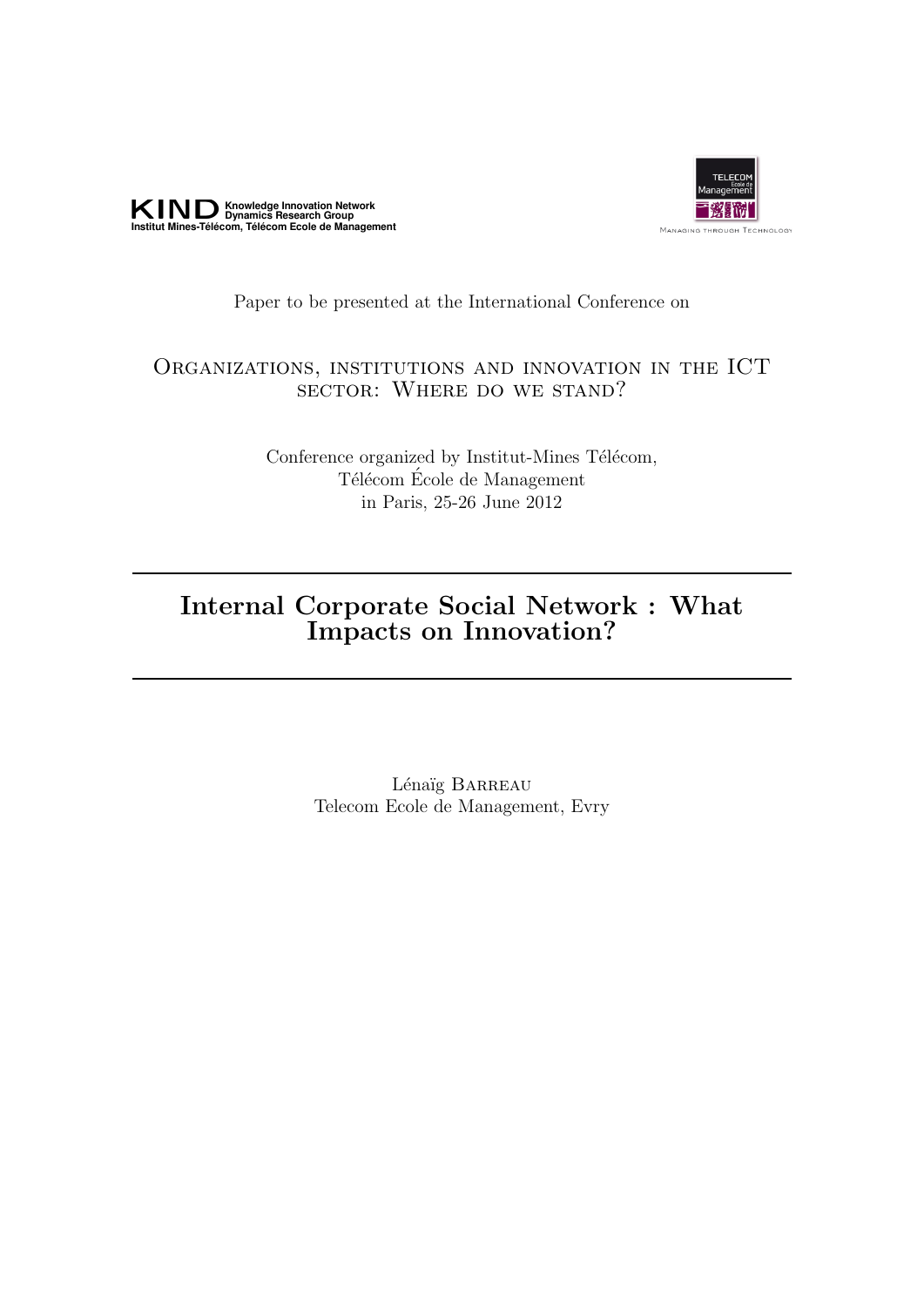**KIND** Knowledge Innovation Network Dynamics Research Group
Institut Mines-Télécom, Télécom Ecole de Management

TELECOM École de Management
Managing through Technology

Paper to be presented at the International Conference on

Organizations, institutions and innovation in the ICT sector: Where do we stand?

Conference organized by Institut-Mines Télécom,
Télécom École de Management
in Paris, 25-26 June 2012

# Internal Corporate Social Network : What Impacts on Innovation?

Lénaïg Barreau
Telecom Ecole de Management, Evry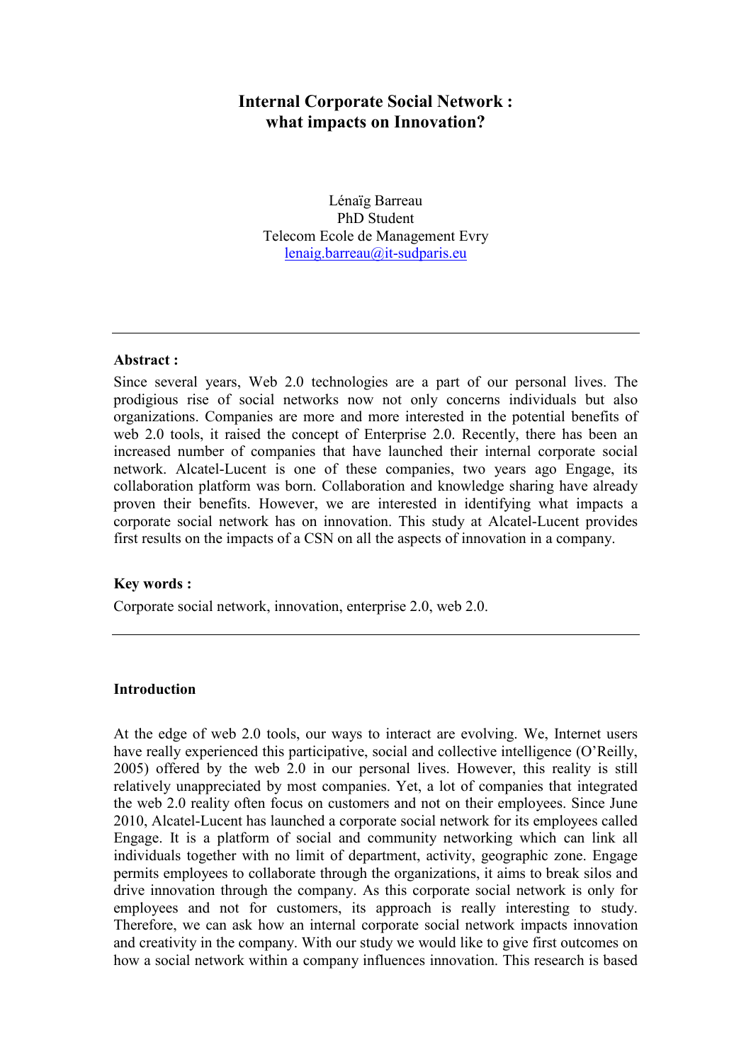# Internal Corporate Social Network : what impacts on Innovation?

Lénaïg Barreau
PhD Student
Telecom Ecole de Management Evry
lenaig.barreau@it-sudparis.eu

---

**Abstract :**

Since several years, Web 2.0 technologies are a part of our personal lives. The prodigious rise of social networks now not only concerns individuals but also organizations. Companies are more and more interested in the potential benefits of web 2.0 tools, it raised the concept of Enterprise 2.0. Recently, there has been an increased number of companies that have launched their internal corporate social network. Alcatel-Lucent is one of these companies, two years ago Engage, its collaboration platform was born. Collaboration and knowledge sharing have already proven their benefits. However, we are interested in identifying what impacts a corporate social network has on innovation. This study at Alcatel-Lucent provides first results on the impacts of a CSN on all the aspects of innovation in a company.

**Key words :**

Corporate social network, innovation, enterprise 2.0, web 2.0.

---

## Introduction

At the edge of web 2.0 tools, our ways to interact are evolving. We, Internet users have really experienced this participative, social and collective intelligence (O'Reilly, 2005) offered by the web 2.0 in our personal lives. However, this reality is still relatively unappreciated by most companies. Yet, a lot of companies that integrated the web 2.0 reality often focus on customers and not on their employees. Since June 2010, Alcatel-Lucent has launched a corporate social network for its employees called Engage. It is a platform of social and community networking which can link all individuals together with no limit of department, activity, geographic zone. Engage permits employees to collaborate through the organizations, it aims to break silos and drive innovation through the company. As this corporate social network is only for employees and not for customers, its approach is really interesting to study. Therefore, we can ask how an internal corporate social network impacts innovation and creativity in the company. With our study we would like to give first outcomes on how a social network within a company influences innovation. This research is based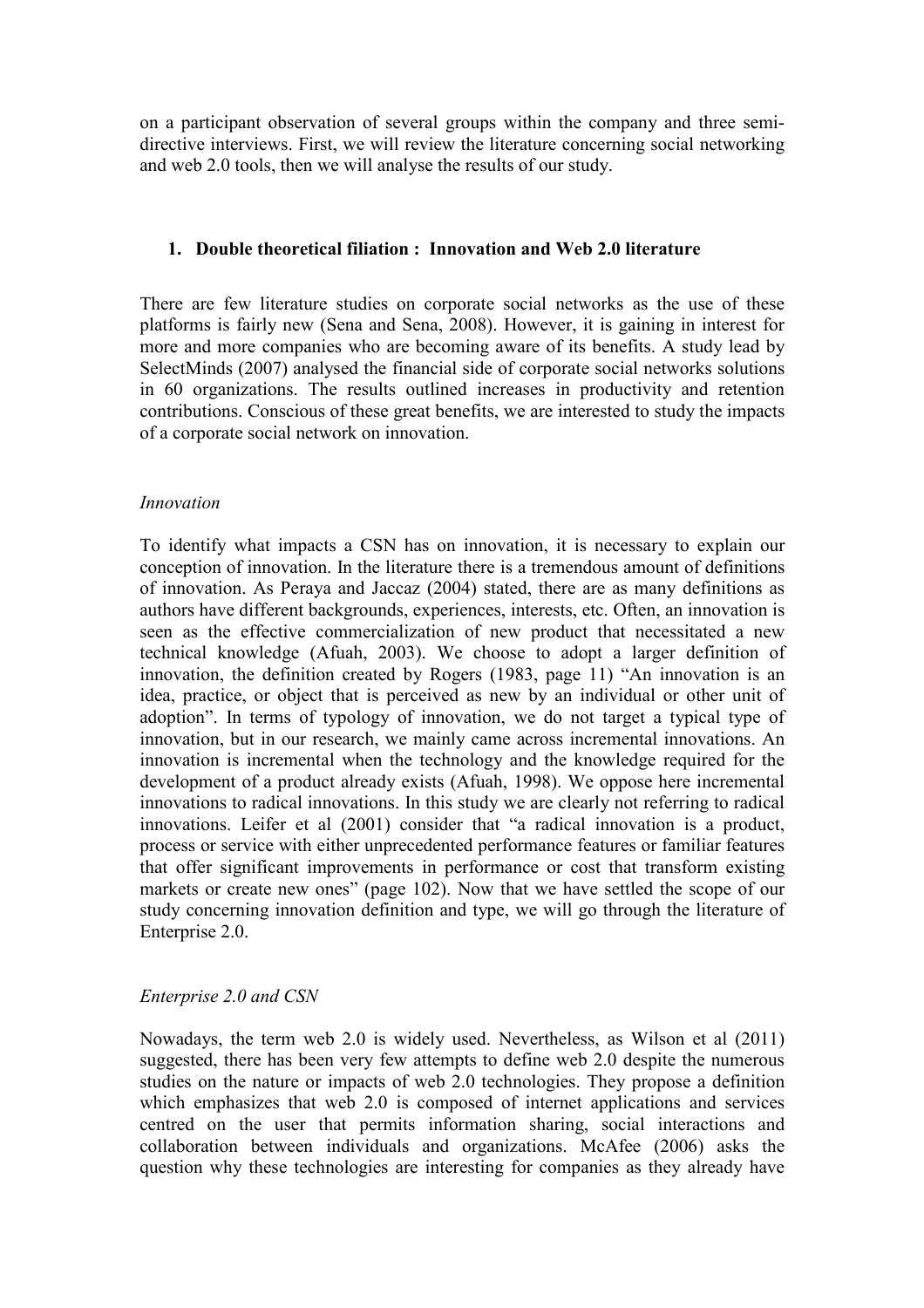on a participant observation of several groups within the company and three semi-directive interviews. First, we will review the literature concerning social networking and web 2.0 tools, then we will analyse the results of our study.

## 1. Double theoretical filiation : Innovation and Web 2.0 literature

There are few literature studies on corporate social networks as the use of these platforms is fairly new (Sena and Sena, 2008). However, it is gaining in interest for more and more companies who are becoming aware of its benefits. A study lead by SelectMinds (2007) analysed the financial side of corporate social networks solutions in 60 organizations. The results outlined increases in productivity and retention contributions. Conscious of these great benefits, we are interested to study the impacts of a corporate social network on innovation.

### *Innovation*

To identify what impacts a CSN has on innovation, it is necessary to explain our conception of innovation. In the literature there is a tremendous amount of definitions of innovation. As Peraya and Jaccaz (2004) stated, there are as many definitions as authors have different backgrounds, experiences, interests, etc. Often, an innovation is seen as the effective commercialization of new product that necessitated a new technical knowledge (Afuah, 2003). We choose to adopt a larger definition of innovation, the definition created by Rogers (1983, page 11) "An innovation is an idea, practice, or object that is perceived as new by an individual or other unit of adoption". In terms of typology of innovation, we do not target a typical type of innovation, but in our research, we mainly came across incremental innovations. An innovation is incremental when the technology and the knowledge required for the development of a product already exists (Afuah, 1998). We oppose here incremental innovations to radical innovations. In this study we are clearly not referring to radical innovations. Leifer et al (2001) consider that "a radical innovation is a product, process or service with either unprecedented performance features or familiar features that offer significant improvements in performance or cost that transform existing markets or create new ones" (page 102). Now that we have settled the scope of our study concerning innovation definition and type, we will go through the literature of Enterprise 2.0.

### *Enterprise 2.0 and CSN*

Nowadays, the term web 2.0 is widely used. Nevertheless, as Wilson et al (2011) suggested, there has been very few attempts to define web 2.0 despite the numerous studies on the nature or impacts of web 2.0 technologies. They propose a definition which emphasizes that web 2.0 is composed of internet applications and services centred on the user that permits information sharing, social interactions and collaboration between individuals and organizations. McAfee (2006) asks the question why these technologies are interesting for companies as they already have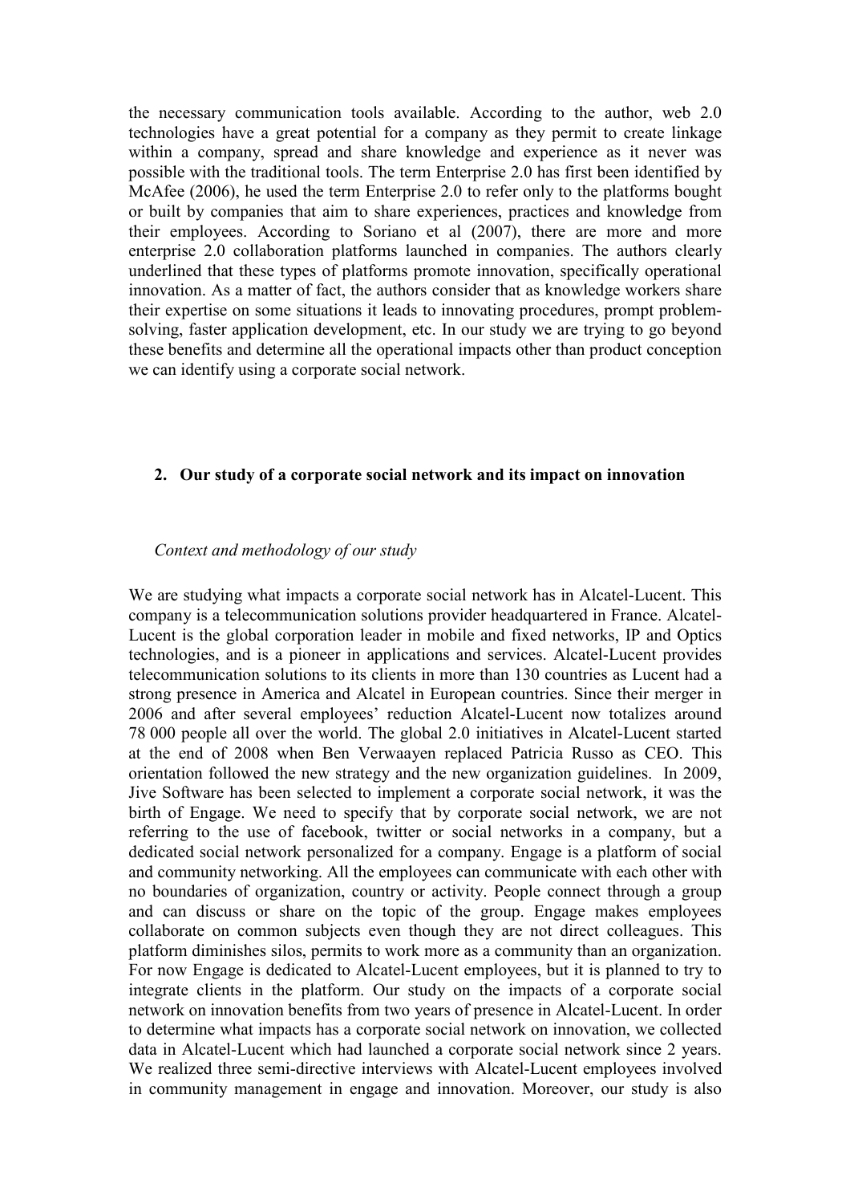the necessary communication tools available. According to the author, web 2.0 technologies have a great potential for a company as they permit to create linkage within a company, spread and share knowledge and experience as it never was possible with the traditional tools. The term Enterprise 2.0 has first been identified by McAfee (2006), he used the term Enterprise 2.0 to refer only to the platforms bought or built by companies that aim to share experiences, practices and knowledge from their employees. According to Soriano et al (2007), there are more and more enterprise 2.0 collaboration platforms launched in companies. The authors clearly underlined that these types of platforms promote innovation, specifically operational innovation. As a matter of fact, the authors consider that as knowledge workers share their expertise on some situations it leads to innovating procedures, prompt problem-solving, faster application development, etc. In our study we are trying to go beyond these benefits and determine all the operational impacts other than product conception we can identify using a corporate social network.

## 2. Our study of a corporate social network and its impact on innovation

*Context and methodology of our study*

We are studying what impacts a corporate social network has in Alcatel-Lucent. This company is a telecommunication solutions provider headquartered in France. Alcatel-Lucent is the global corporation leader in mobile and fixed networks, IP and Optics technologies, and is a pioneer in applications and services. Alcatel-Lucent provides telecommunication solutions to its clients in more than 130 countries as Lucent had a strong presence in America and Alcatel in European countries. Since their merger in 2006 and after several employees' reduction Alcatel-Lucent now totalizes around 78 000 people all over the world. The global 2.0 initiatives in Alcatel-Lucent started at the end of 2008 when Ben Verwaayen replaced Patricia Russo as CEO. This orientation followed the new strategy and the new organization guidelines. In 2009, Jive Software has been selected to implement a corporate social network, it was the birth of Engage. We need to specify that by corporate social network, we are not referring to the use of facebook, twitter or social networks in a company, but a dedicated social network personalized for a company. Engage is a platform of social and community networking. All the employees can communicate with each other with no boundaries of organization, country or activity. People connect through a group and can discuss or share on the topic of the group. Engage makes employees collaborate on common subjects even though they are not direct colleagues. This platform diminishes silos, permits to work more as a community than an organization. For now Engage is dedicated to Alcatel-Lucent employees, but it is planned to try to integrate clients in the platform. Our study on the impacts of a corporate social network on innovation benefits from two years of presence in Alcatel-Lucent. In order to determine what impacts has a corporate social network on innovation, we collected data in Alcatel-Lucent which had launched a corporate social network since 2 years. We realized three semi-directive interviews with Alcatel-Lucent employees involved in community management in engage and innovation. Moreover, our study is also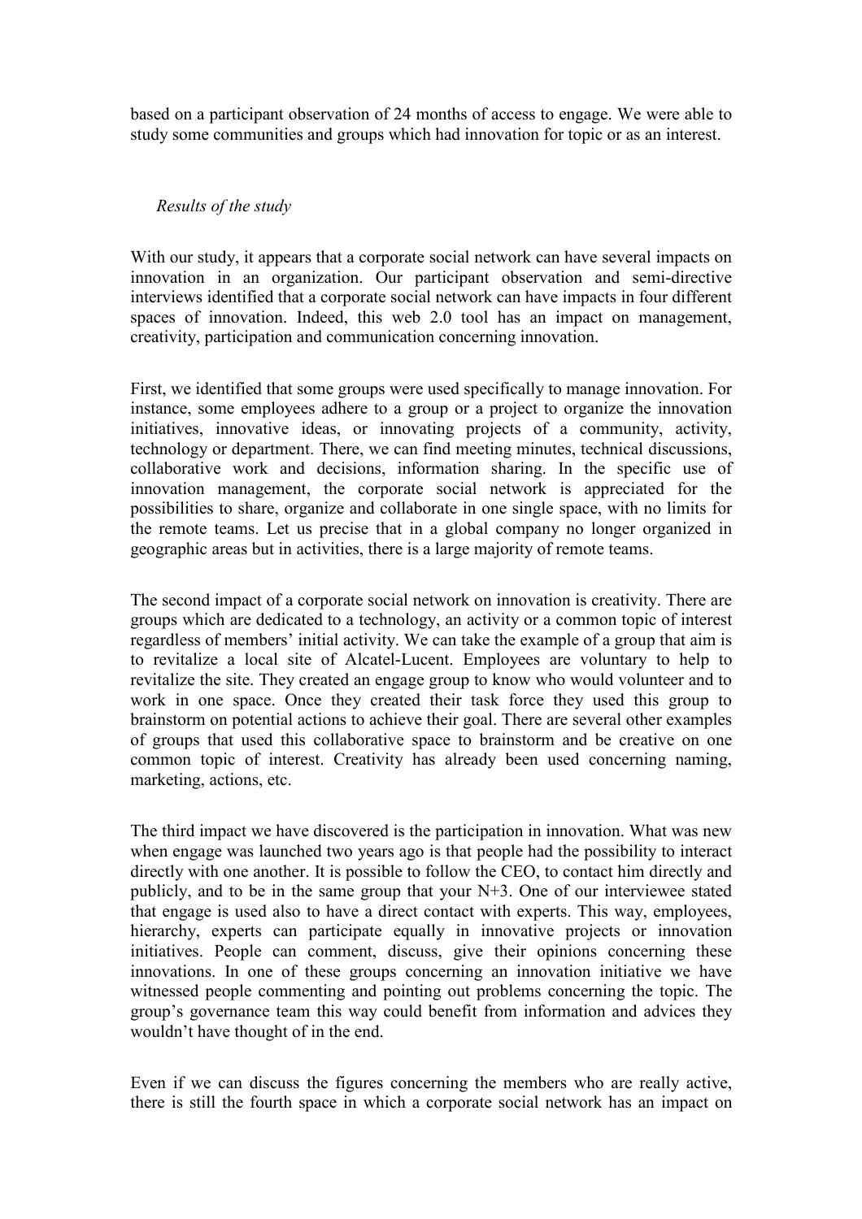based on a participant observation of 24 months of access to engage. We were able to study some communities and groups which had innovation for topic or as an interest.

*Results of the study*

With our study, it appears that a corporate social network can have several impacts on innovation in an organization. Our participant observation and semi-directive interviews identified that a corporate social network can have impacts in four different spaces of innovation. Indeed, this web 2.0 tool has an impact on management, creativity, participation and communication concerning innovation.

First, we identified that some groups were used specifically to manage innovation. For instance, some employees adhere to a group or a project to organize the innovation initiatives, innovative ideas, or innovating projects of a community, activity, technology or department. There, we can find meeting minutes, technical discussions, collaborative work and decisions, information sharing. In the specific use of innovation management, the corporate social network is appreciated for the possibilities to share, organize and collaborate in one single space, with no limits for the remote teams. Let us precise that in a global company no longer organized in geographic areas but in activities, there is a large majority of remote teams.

The second impact of a corporate social network on innovation is creativity. There are groups which are dedicated to a technology, an activity or a common topic of interest regardless of members' initial activity. We can take the example of a group that aim is to revitalize a local site of Alcatel-Lucent. Employees are voluntary to help to revitalize the site. They created an engage group to know who would volunteer and to work in one space. Once they created their task force they used this group to brainstorm on potential actions to achieve their goal. There are several other examples of groups that used this collaborative space to brainstorm and be creative on one common topic of interest. Creativity has already been used concerning naming, marketing, actions, etc.

The third impact we have discovered is the participation in innovation. What was new when engage was launched two years ago is that people had the possibility to interact directly with one another. It is possible to follow the CEO, to contact him directly and publicly, and to be in the same group that your N+3. One of our interviewee stated that engage is used also to have a direct contact with experts. This way, employees, hierarchy, experts can participate equally in innovative projects or innovation initiatives. People can comment, discuss, give their opinions concerning these innovations. In one of these groups concerning an innovation initiative we have witnessed people commenting and pointing out problems concerning the topic. The group's governance team this way could benefit from information and advices they wouldn't have thought of in the end.

Even if we can discuss the figures concerning the members who are really active, there is still the fourth space in which a corporate social network has an impact on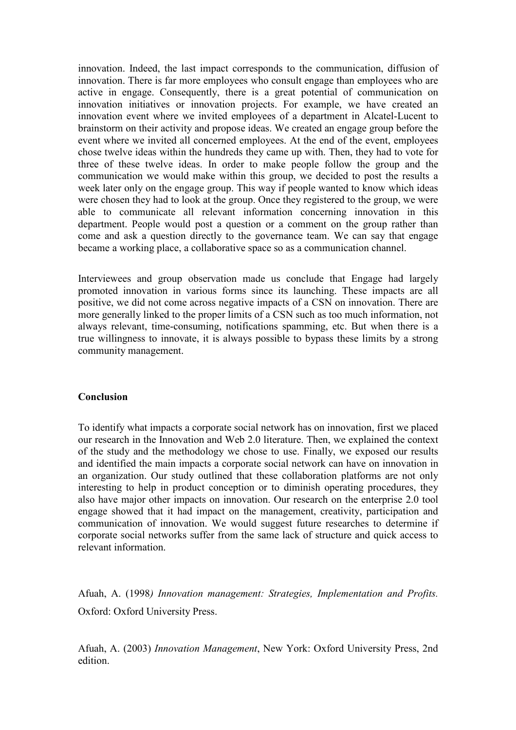innovation. Indeed, the last impact corresponds to the communication, diffusion of innovation. There is far more employees who consult engage than employees who are active in engage. Consequently, there is a great potential of communication on innovation initiatives or innovation projects. For example, we have created an innovation event where we invited employees of a department in Alcatel-Lucent to brainstorm on their activity and propose ideas. We created an engage group before the event where we invited all concerned employees. At the end of the event, employees chose twelve ideas within the hundreds they came up with. Then, they had to vote for three of these twelve ideas. In order to make people follow the group and the communication we would make within this group, we decided to post the results a week later only on the engage group. This way if people wanted to know which ideas were chosen they had to look at the group. Once they registered to the group, we were able to communicate all relevant information concerning innovation in this department. People would post a question or a comment on the group rather than come and ask a question directly to the governance team. We can say that engage became a working place, a collaborative space so as a communication channel.

Interviewees and group observation made us conclude that Engage had largely promoted innovation in various forms since its launching. These impacts are all positive, we did not come across negative impacts of a CSN on innovation. There are more generally linked to the proper limits of a CSN such as too much information, not always relevant, time-consuming, notifications spamming, etc. But when there is a true willingness to innovate, it is always possible to bypass these limits by a strong community management.

## Conclusion

To identify what impacts a corporate social network has on innovation, first we placed our research in the Innovation and Web 2.0 literature. Then, we explained the context of the study and the methodology we chose to use. Finally, we exposed our results and identified the main impacts a corporate social network can have on innovation in an organization. Our study outlined that these collaboration platforms are not only interesting to help in product conception or to diminish operating procedures, they also have major other impacts on innovation. Our research on the enterprise 2.0 tool engage showed that it had impact on the management, creativity, participation and communication of innovation. We would suggest future researches to determine if corporate social networks suffer from the same lack of structure and quick access to relevant information.

Afuah, A. (1998) *Innovation management: Strategies, Implementation and Profits.* Oxford: Oxford University Press.

Afuah, A. (2003) *Innovation Management*, New York: Oxford University Press, 2nd edition.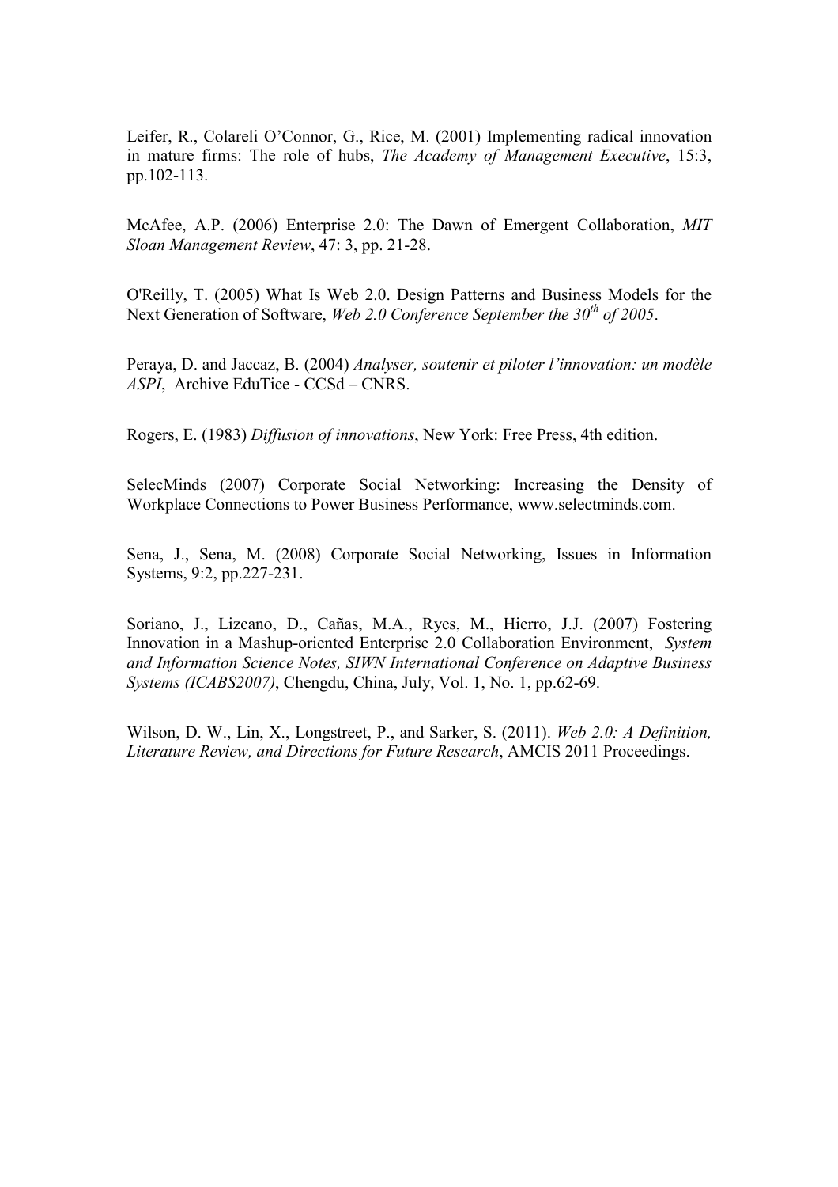Leifer, R., Colareli O'Connor, G., Rice, M. (2001) Implementing radical innovation in mature firms: The role of hubs, *The Academy of Management Executive*, 15:3, pp.102-113.

McAfee, A.P. (2006) Enterprise 2.0: The Dawn of Emergent Collaboration, *MIT Sloan Management Review*, 47: 3, pp. 21-28.

O'Reilly, T. (2005) What Is Web 2.0. Design Patterns and Business Models for the Next Generation of Software, *Web 2.0 Conference September the 30th of 2005*.

Peraya, D. and Jaccaz, B. (2004) *Analyser, soutenir et piloter l'innovation: un modèle ASPI*, Archive EduTice - CCSd – CNRS.

Rogers, E. (1983) *Diffusion of innovations*, New York: Free Press, 4th edition.

SelecMinds (2007) Corporate Social Networking: Increasing the Density of Workplace Connections to Power Business Performance, www.selectminds.com.

Sena, J., Sena, M. (2008) Corporate Social Networking, Issues in Information Systems, 9:2, pp.227-231.

Soriano, J., Lizcano, D., Cañas, M.A., Ryes, M., Hierro, J.J. (2007) Fostering Innovation in a Mashup-oriented Enterprise 2.0 Collaboration Environment, *System and Information Science Notes, SIWN International Conference on Adaptive Business Systems (ICABS2007)*, Chengdu, China, July, Vol. 1, No. 1, pp.62-69.

Wilson, D. W., Lin, X., Longstreet, P., and Sarker, S. (2011). *Web 2.0: A Definition, Literature Review, and Directions for Future Research*, AMCIS 2011 Proceedings.